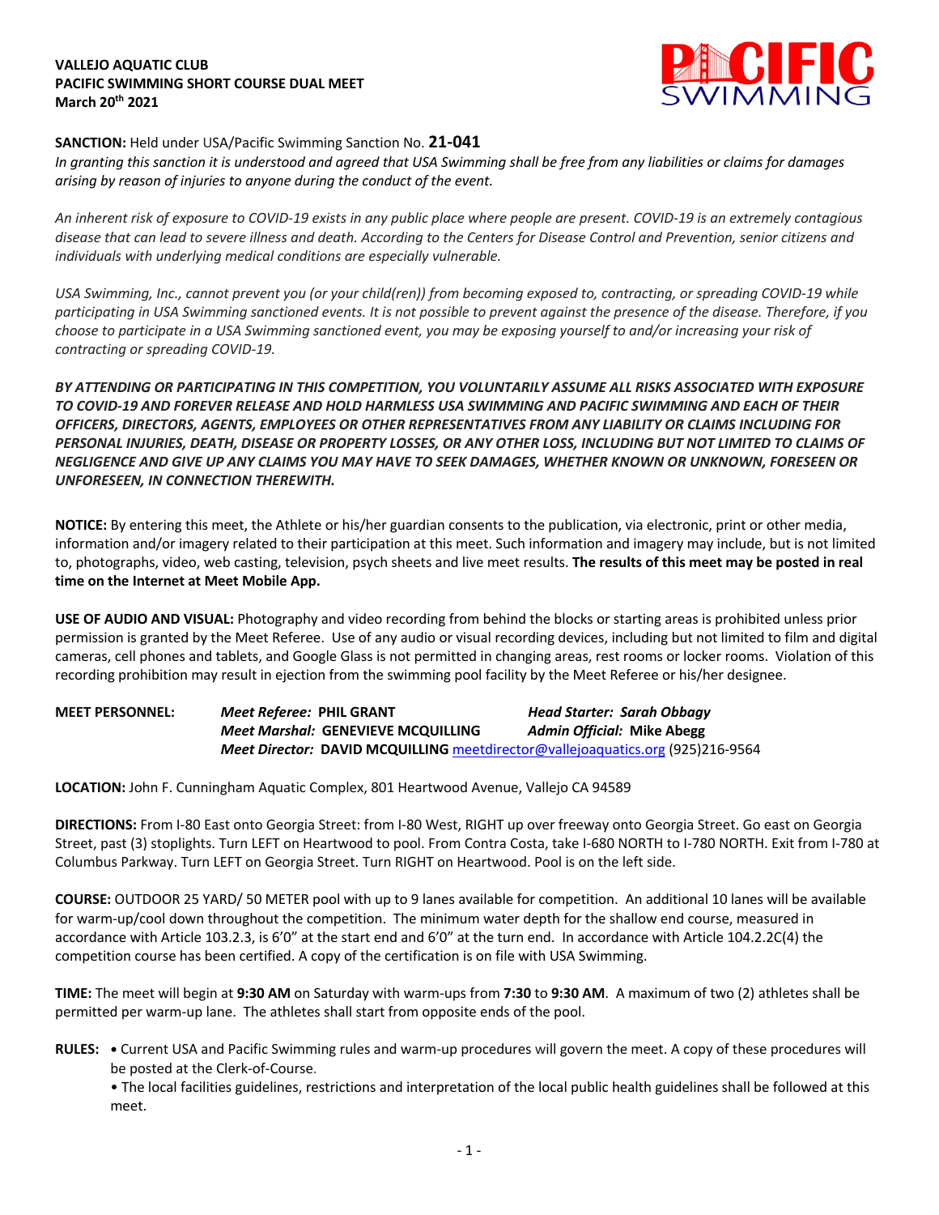**VALLEJO AQUATIC CLUB**
**PACIFIC SWIMMING SHORT COURSE DUAL MEET**
**March 20th 2021**

**SANCTION:** Held under USA/Pacific Swimming Sanction No. **21-041**
*In granting this sanction it is understood and agreed that USA Swimming shall be free from any liabilities or claims for damages arising by reason of injuries to anyone during the conduct of the event.*

*An inherent risk of exposure to COVID-19 exists in any public place where people are present. COVID-19 is an extremely contagious disease that can lead to severe illness and death. According to the Centers for Disease Control and Prevention, senior citizens and individuals with underlying medical conditions are especially vulnerable.*

*USA Swimming, Inc., cannot prevent you (or your child(ren)) from becoming exposed to, contracting, or spreading COVID-19 while participating in USA Swimming sanctioned events. It is not possible to prevent against the presence of the disease. Therefore, if you choose to participate in a USA Swimming sanctioned event, you may be exposing yourself to and/or increasing your risk of contracting or spreading COVID-19.*

***BY ATTENDING OR PARTICIPATING IN THIS COMPETITION, YOU VOLUNTARILY ASSUME ALL RISKS ASSOCIATED WITH EXPOSURE TO COVID-19 AND FOREVER RELEASE AND HOLD HARMLESS USA SWIMMING AND PACIFIC SWIMMING AND EACH OF THEIR OFFICERS, DIRECTORS, AGENTS, EMPLOYEES OR OTHER REPRESENTATIVES FROM ANY LIABILITY OR CLAIMS INCLUDING FOR PERSONAL INJURIES, DEATH, DISEASE OR PROPERTY LOSSES, OR ANY OTHER LOSS, INCLUDING BUT NOT LIMITED TO CLAIMS OF NEGLIGENCE AND GIVE UP ANY CLAIMS YOU MAY HAVE TO SEEK DAMAGES, WHETHER KNOWN OR UNKNOWN, FORESEEN OR UNFORESEEN, IN CONNECTION THEREWITH.***

**NOTICE:** By entering this meet, the Athlete or his/her guardian consents to the publication, via electronic, print or other media, information and/or imagery related to their participation at this meet. Such information and imagery may include, but is not limited to, photographs, video, web casting, television, psych sheets and live meet results. **The results of this meet may be posted in real time on the Internet at Meet Mobile App.**

**USE OF AUDIO AND VISUAL:** Photography and video recording from behind the blocks or starting areas is prohibited unless prior permission is granted by the Meet Referee. Use of any audio or visual recording devices, including but not limited to film and digital cameras, cell phones and tablets, and Google Glass is not permitted in changing areas, rest rooms or locker rooms. Violation of this recording prohibition may result in ejection from the swimming pool facility by the Meet Referee or his/her designee.

**MEET PERSONNEL:**
*Meet Referee:* **PHIL GRANT** — *Head Starter: Sarah Obbagy*
*Meet Marshal:* **GENEVIEVE MCQUILLING** — *Admin Official:* **Mike Abegg**
*Meet Director:* **DAVID MCQUILLING** meetdirector@vallejoaquatics.org (925)216-9564

**LOCATION:** John F. Cunningham Aquatic Complex, 801 Heartwood Avenue, Vallejo CA 94589

**DIRECTIONS:** From I-80 East onto Georgia Street: from I-80 West, RIGHT up over freeway onto Georgia Street. Go east on Georgia Street, past (3) stoplights. Turn LEFT on Heartwood to pool. From Contra Costa, take I-680 NORTH to I-780 NORTH. Exit from I-780 at Columbus Parkway. Turn LEFT on Georgia Street. Turn RIGHT on Heartwood. Pool is on the left side.

**COURSE:** OUTDOOR 25 YARD/ 50 METER pool with up to 9 lanes available for competition. An additional 10 lanes will be available for warm-up/cool down throughout the competition. The minimum water depth for the shallow end course, measured in accordance with Article 103.2.3, is 6'0" at the start end and 6'0" at the turn end. In accordance with Article 104.2.2C(4) the competition course has been certified. A copy of the certification is on file with USA Swimming.

**TIME:** The meet will begin at **9:30 AM** on Saturday with warm-ups from **7:30** to **9:30 AM**. A maximum of two (2) athletes shall be permitted per warm-up lane. The athletes shall start from opposite ends of the pool.

**RULES:**
- Current USA and Pacific Swimming rules and warm-up procedures will govern the meet. A copy of these procedures will be posted at the Clerk-of-Course.
- The local facilities guidelines, restrictions and interpretation of the local public health guidelines shall be followed at this meet.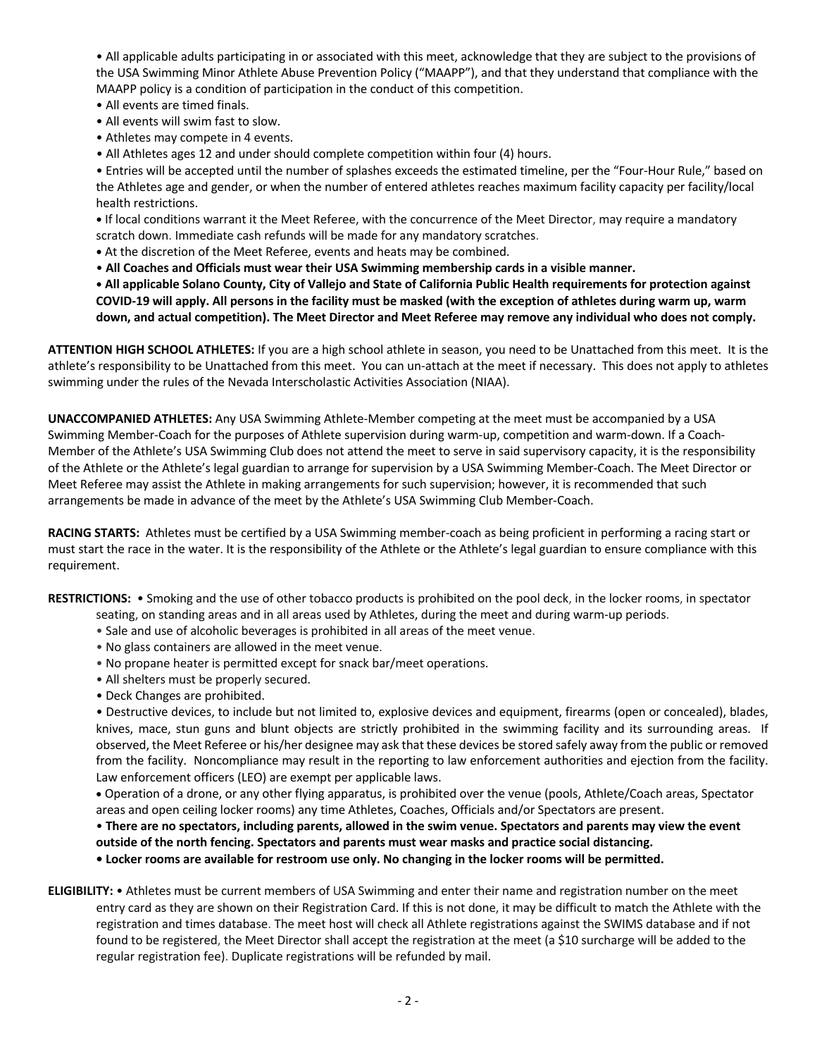- All applicable adults participating in or associated with this meet, acknowledge that they are subject to the provisions of the USA Swimming Minor Athlete Abuse Prevention Policy ("MAAPP"), and that they understand that compliance with the MAAPP policy is a condition of participation in the conduct of this competition.
- All events are timed finals.
- All events will swim fast to slow.
- Athletes may compete in 4 events.
- All Athletes ages 12 and under should complete competition within four (4) hours.
- Entries will be accepted until the number of splashes exceeds the estimated timeline, per the "Four-Hour Rule," based on the Athletes age and gender, or when the number of entered athletes reaches maximum facility capacity per facility/local health restrictions.
- If local conditions warrant it the Meet Referee, with the concurrence of the Meet Director, may require a mandatory scratch down. Immediate cash refunds will be made for any mandatory scratches.
- At the discretion of the Meet Referee, events and heats may be combined.
- **All Coaches and Officials must wear their USA Swimming membership cards in a visible manner.**
- **All applicable Solano County, City of Vallejo and State of California Public Health requirements for protection against COVID-19 will apply. All persons in the facility must be masked (with the exception of athletes during warm up, warm down, and actual competition). The Meet Director and Meet Referee may remove any individual who does not comply.**

**ATTENTION HIGH SCHOOL ATHLETES:** If you are a high school athlete in season, you need to be Unattached from this meet. It is the athlete's responsibility to be Unattached from this meet. You can un-attach at the meet if necessary. This does not apply to athletes swimming under the rules of the Nevada Interscholastic Activities Association (NIAA).

**UNACCOMPANIED ATHLETES:** Any USA Swimming Athlete-Member competing at the meet must be accompanied by a USA Swimming Member-Coach for the purposes of Athlete supervision during warm-up, competition and warm-down. If a Coach-Member of the Athlete's USA Swimming Club does not attend the meet to serve in said supervisory capacity, it is the responsibility of the Athlete or the Athlete's legal guardian to arrange for supervision by a USA Swimming Member-Coach. The Meet Director or Meet Referee may assist the Athlete in making arrangements for such supervision; however, it is recommended that such arrangements be made in advance of the meet by the Athlete's USA Swimming Club Member-Coach.

**RACING STARTS:** Athletes must be certified by a USA Swimming member-coach as being proficient in performing a racing start or must start the race in the water. It is the responsibility of the Athlete or the Athlete's legal guardian to ensure compliance with this requirement.

**RESTRICTIONS:**
- Smoking and the use of other tobacco products is prohibited on the pool deck, in the locker rooms, in spectator seating, on standing areas and in all areas used by Athletes, during the meet and during warm-up periods.
- Sale and use of alcoholic beverages is prohibited in all areas of the meet venue.
- No glass containers are allowed in the meet venue.
- No propane heater is permitted except for snack bar/meet operations.
- All shelters must be properly secured.
- Deck Changes are prohibited.
- Destructive devices, to include but not limited to, explosive devices and equipment, firearms (open or concealed), blades, knives, mace, stun guns and blunt objects are strictly prohibited in the swimming facility and its surrounding areas. If observed, the Meet Referee or his/her designee may ask that these devices be stored safely away from the public or removed from the facility. Noncompliance may result in the reporting to law enforcement authorities and ejection from the facility. Law enforcement officers (LEO) are exempt per applicable laws.
- Operation of a drone, or any other flying apparatus, is prohibited over the venue (pools, Athlete/Coach areas, Spectator areas and open ceiling locker rooms) any time Athletes, Coaches, Officials and/or Spectators are present.
- **There are no spectators, including parents, allowed in the swim venue. Spectators and parents may view the event outside of the north fencing. Spectators and parents must wear masks and practice social distancing.**
- **Locker rooms are available for restroom use only. No changing in the locker rooms will be permitted.**

**ELIGIBILITY:**
- Athletes must be current members of USA Swimming and enter their name and registration number on the meet entry card as they are shown on their Registration Card. If this is not done, it may be difficult to match the Athlete with the registration and times database. The meet host will check all Athlete registrations against the SWIMS database and if not found to be registered, the Meet Director shall accept the registration at the meet (a $10 surcharge will be added to the regular registration fee). Duplicate registrations will be refunded by mail.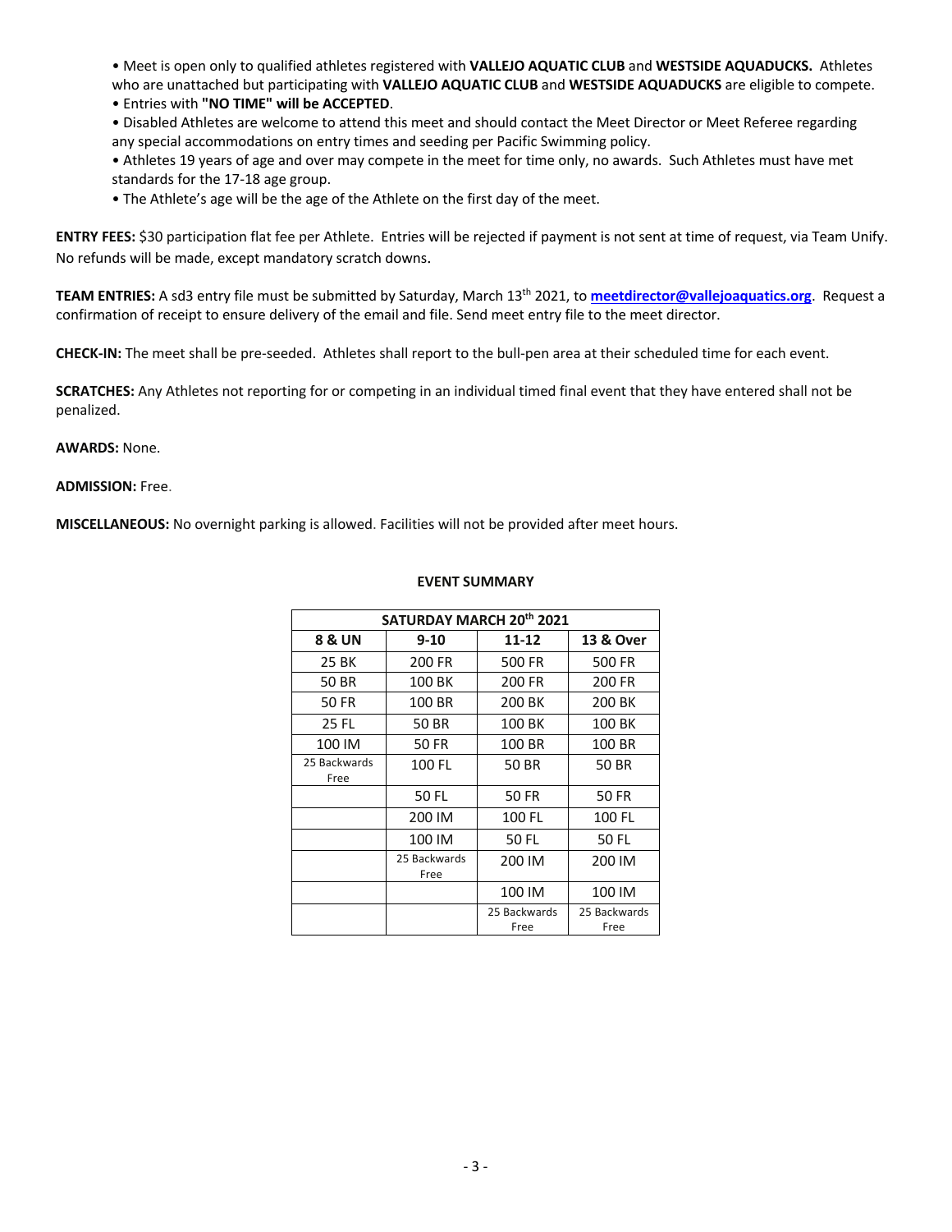- Meet is open only to qualified athletes registered with **VALLEJO AQUATIC CLUB** and **WESTSIDE AQUADUCKS.** Athletes who are unattached but participating with **VALLEJO AQUATIC CLUB** and **WESTSIDE AQUADUCKS** are eligible to compete.
- Entries with **"NO TIME" will be ACCEPTED**.
- Disabled Athletes are welcome to attend this meet and should contact the Meet Director or Meet Referee regarding any special accommodations on entry times and seeding per Pacific Swimming policy.
- Athletes 19 years of age and over may compete in the meet for time only, no awards. Such Athletes must have met standards for the 17-18 age group.
- The Athlete's age will be the age of the Athlete on the first day of the meet.

**ENTRY FEES:** $30 participation flat fee per Athlete. Entries will be rejected if payment is not sent at time of request, via Team Unify. No refunds will be made, except mandatory scratch downs.

**TEAM ENTRIES:** A sd3 entry file must be submitted by Saturday, March 13th 2021, to **meetdirector@vallejoaquatics.org**. Request a confirmation of receipt to ensure delivery of the email and file. Send meet entry file to the meet director.

**CHECK-IN:** The meet shall be pre-seeded. Athletes shall report to the bull-pen area at their scheduled time for each event.

**SCRATCHES:** Any Athletes not reporting for or competing in an individual timed final event that they have entered shall not be penalized.

**AWARDS:** None.

**ADMISSION:** Free.

**MISCELLANEOUS:** No overnight parking is allowed. Facilities will not be provided after meet hours.

**EVENT SUMMARY**

| SATURDAY MARCH 20th 2021 | | | |
|---|---|---|---|
| **8 & UN** | **9-10** | **11-12** | **13 & Over** |
| 25 BK | 200 FR | 500 FR | 500 FR |
| 50 BR | 100 BK | 200 FR | 200 FR |
| 50 FR | 100 BR | 200 BK | 200 BK |
| 25 FL | 50 BR | 100 BK | 100 BK |
| 100 IM | 50 FR | 100 BR | 100 BR |
| 25 Backwards Free | 100 FL | 50 BR | 50 BR |
| | 50 FL | 50 FR | 50 FR |
| | 200 IM | 100 FL | 100 FL |
| | 100 IM | 50 FL | 50 FL |
| | 25 Backwards Free | 200 IM | 200 IM |
| | | 100 IM | 100 IM |
| | | 25 Backwards Free | 25 Backwards Free |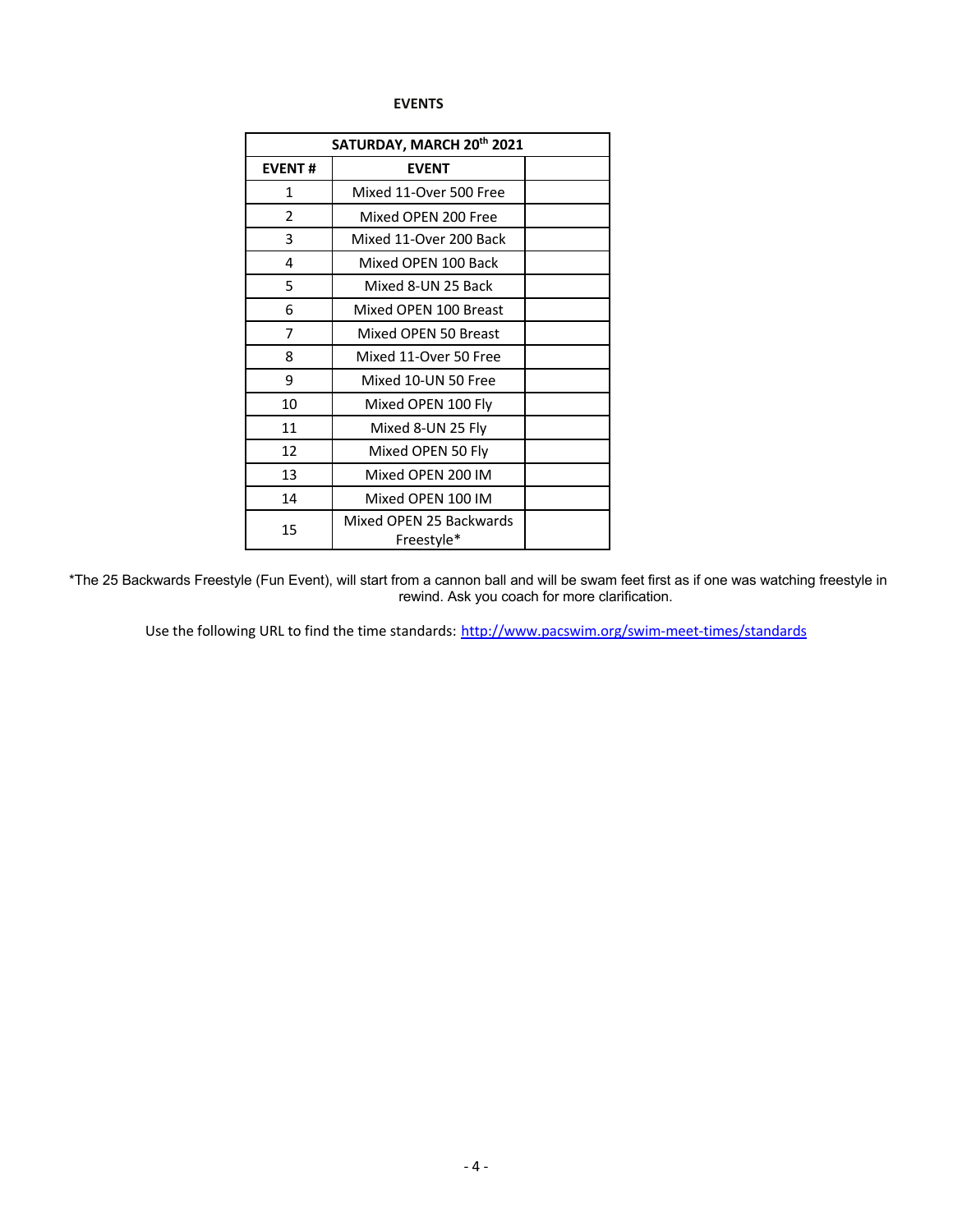## EVENTS

| SATURDAY, MARCH 20th 2021 | | |
|---|---|---|
| **EVENT #** | **EVENT** | |
| 1 | Mixed 11-Over 500 Free | |
| 2 | Mixed OPEN 200 Free | |
| 3 | Mixed 11-Over 200 Back | |
| 4 | Mixed OPEN 100 Back | |
| 5 | Mixed 8-UN 25 Back | |
| 6 | Mixed OPEN 100 Breast | |
| 7 | Mixed OPEN 50 Breast | |
| 8 | Mixed 11-Over 50 Free | |
| 9 | Mixed 10-UN 50 Free | |
| 10 | Mixed OPEN 100 Fly | |
| 11 | Mixed 8-UN 25 Fly | |
| 12 | Mixed OPEN 50 Fly | |
| 13 | Mixed OPEN 200 IM | |
| 14 | Mixed OPEN 100 IM | |
| 15 | Mixed OPEN 25 Backwards Freestyle* | |

*The 25 Backwards Freestyle (Fun Event), will start from a cannon ball and will be swam feet first as if one was watching freestyle in rewind. Ask you coach for more clarification.

Use the following URL to find the time standards: http://www.pacswim.org/swim-meet-times/standards